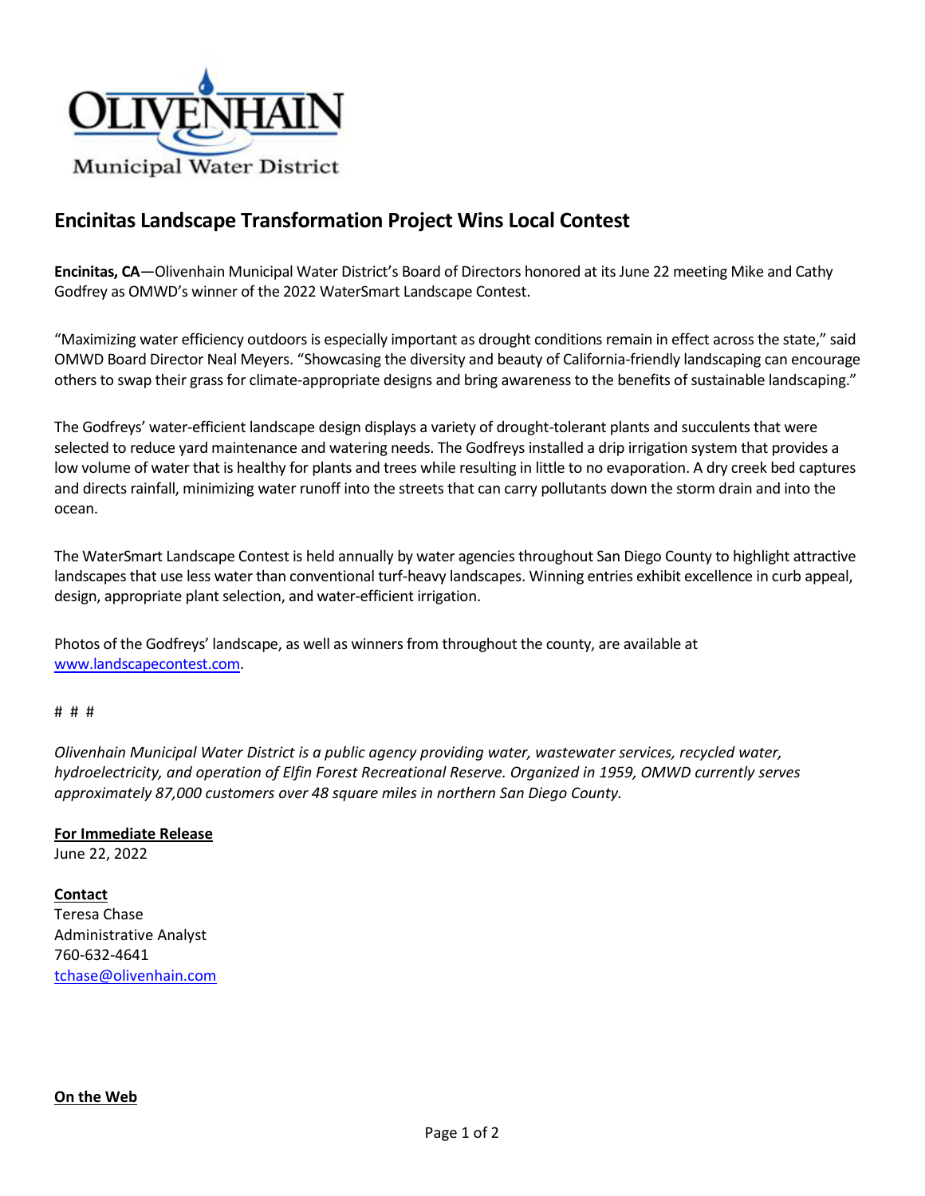Olivenhain Municipal Water District

# Encinitas Landscape Transformation Project Wins Local Contest

**Encinitas, CA**—Olivenhain Municipal Water District's Board of Directors honored at its June 22 meeting Mike and Cathy Godfrey as OMWD's winner of the 2022 WaterSmart Landscape Contest.

"Maximizing water efficiency outdoors is especially important as drought conditions remain in effect across the state," said OMWD Board Director Neal Meyers. "Showcasing the diversity and beauty of California-friendly landscaping can encourage others to swap their grass for climate-appropriate designs and bring awareness to the benefits of sustainable landscaping."

The Godfreys' water-efficient landscape design displays a variety of drought-tolerant plants and succulents that were selected to reduce yard maintenance and watering needs. The Godfreys installed a drip irrigation system that provides a low volume of water that is healthy for plants and trees while resulting in little to no evaporation. A dry creek bed captures and directs rainfall, minimizing water runoff into the streets that can carry pollutants down the storm drain and into the ocean.

The WaterSmart Landscape Contest is held annually by water agencies throughout San Diego County to highlight attractive landscapes that use less water than conventional turf-heavy landscapes. Winning entries exhibit excellence in curb appeal, design, appropriate plant selection, and water-efficient irrigation.

Photos of the Godfreys' landscape, as well as winners from throughout the county, are available at [www.landscapecontest.com](http://www.landscapecontest.com).

# # #

*Olivenhain Municipal Water District is a public agency providing water, wastewater services, recycled water, hydroelectricity, and operation of Elfin Forest Recreational Reserve. Organized in 1959, OMWD currently serves approximately 87,000 customers over 48 square miles in northern San Diego County.*

**For Immediate Release**
June 22, 2022

**Contact**
Teresa Chase
Administrative Analyst
760-632-4641
[tchase@olivenhain.com](mailto:tchase@olivenhain.com)

**On the Web**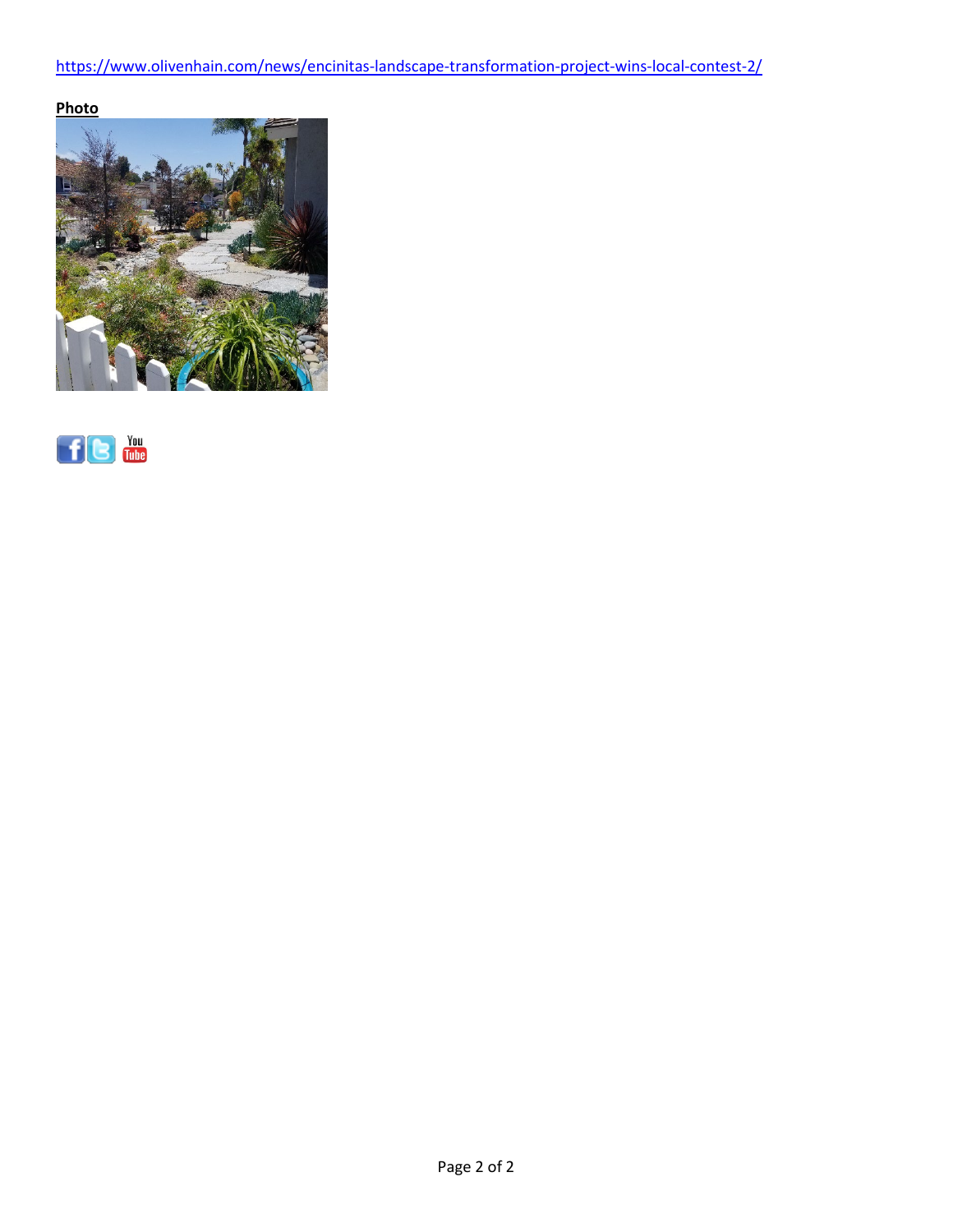https://www.olivenhain.com/news/encinitas-landscape-transformation-project-wins-local-contest-2/

**Photo**